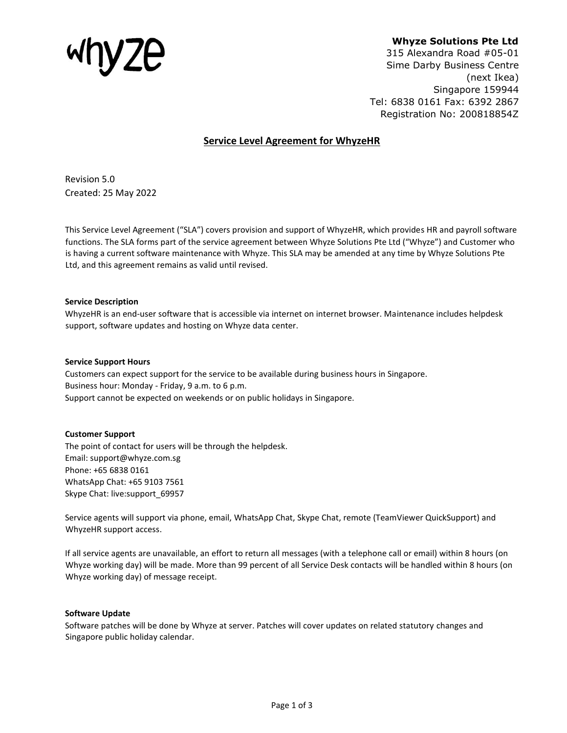whyze

**Whyze Solutions Pte Ltd**
315 Alexandra Road #05-01
Sime Darby Business Centre
(next Ikea)
Singapore 159944
Tel: 6838 0161 Fax: 6392 2867
Registration No: 200818854Z

# Service Level Agreement for WhyzeHR

Revision 5.0
Created: 25 May 2022

This Service Level Agreement ("SLA") covers provision and support of WhyzeHR, which provides HR and payroll software functions. The SLA forms part of the service agreement between Whyze Solutions Pte Ltd ("Whyze") and Customer who is having a current software maintenance with Whyze. This SLA may be amended at any time by Whyze Solutions Pte Ltd, and this agreement remains as valid until revised.

**Service Description**

WhyzeHR is an end-user software that is accessible via internet on internet browser. Maintenance includes helpdesk support, software updates and hosting on Whyze data center.

**Service Support Hours**

Customers can expect support for the service to be available during business hours in Singapore.
Business hour: Monday - Friday, 9 a.m. to 6 p.m.
Support cannot be expected on weekends or on public holidays in Singapore.

**Customer Support**

The point of contact for users will be through the helpdesk.
Email: support@whyze.com.sg
Phone: +65 6838 0161
WhatsApp Chat: +65 9103 7561
Skype Chat: live:support_69957

Service agents will support via phone, email, WhatsApp Chat, Skype Chat, remote (TeamViewer QuickSupport) and WhyzeHR support access.

If all service agents are unavailable, an effort to return all messages (with a telephone call or email) within 8 hours (on Whyze working day) will be made. More than 99 percent of all Service Desk contacts will be handled within 8 hours (on Whyze working day) of message receipt.

**Software Update**

Software patches will be done by Whyze at server. Patches will cover updates on related statutory changes and Singapore public holiday calendar.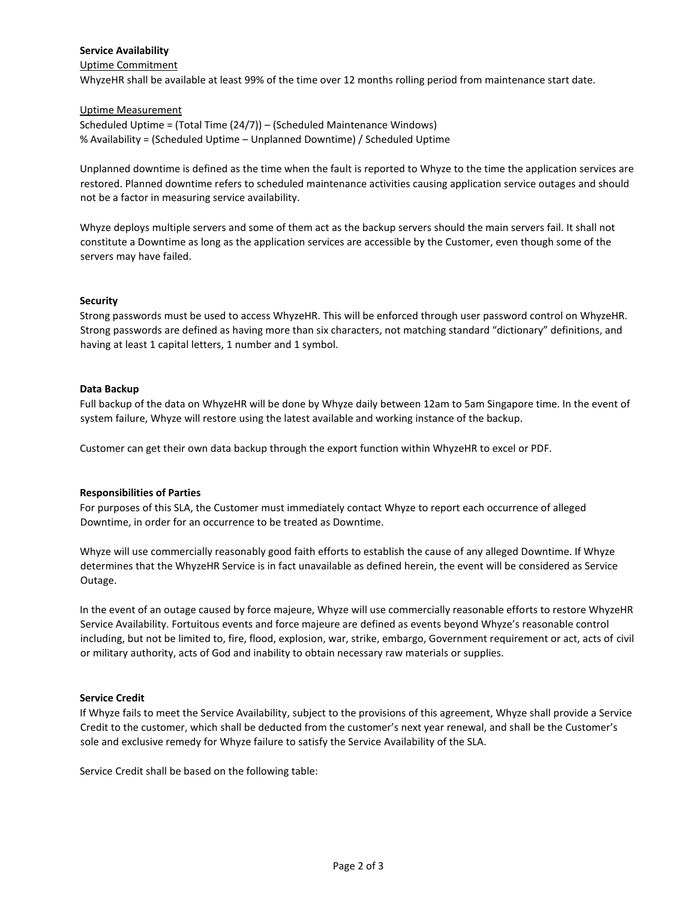## Service Availability

Uptime Commitment

WhyzeHR shall be available at least 99% of the time over 12 months rolling period from maintenance start date.

Uptime Measurement

Scheduled Uptime = (Total Time (24/7)) – (Scheduled Maintenance Windows)
% Availability = (Scheduled Uptime – Unplanned Downtime) / Scheduled Uptime

Unplanned downtime is defined as the time when the fault is reported to Whyze to the time the application services are restored. Planned downtime refers to scheduled maintenance activities causing application service outages and should not be a factor in measuring service availability.

Whyze deploys multiple servers and some of them act as the backup servers should the main servers fail. It shall not constitute a Downtime as long as the application services are accessible by the Customer, even though some of the servers may have failed.

## Security

Strong passwords must be used to access WhyzeHR. This will be enforced through user password control on WhyzeHR. Strong passwords are defined as having more than six characters, not matching standard "dictionary" definitions, and having at least 1 capital letters, 1 number and 1 symbol.

## Data Backup

Full backup of the data on WhyzeHR will be done by Whyze daily between 12am to 5am Singapore time. In the event of system failure, Whyze will restore using the latest available and working instance of the backup.

Customer can get their own data backup through the export function within WhyzeHR to excel or PDF.

## Responsibilities of Parties

For purposes of this SLA, the Customer must immediately contact Whyze to report each occurrence of alleged Downtime, in order for an occurrence to be treated as Downtime.

Whyze will use commercially reasonably good faith efforts to establish the cause of any alleged Downtime. If Whyze determines that the WhyzeHR Service is in fact unavailable as defined herein, the event will be considered as Service Outage.

In the event of an outage caused by force majeure, Whyze will use commercially reasonable efforts to restore WhyzeHR Service Availability. Fortuitous events and force majeure are defined as events beyond Whyze's reasonable control including, but not be limited to, fire, flood, explosion, war, strike, embargo, Government requirement or act, acts of civil or military authority, acts of God and inability to obtain necessary raw materials or supplies.

## Service Credit

If Whyze fails to meet the Service Availability, subject to the provisions of this agreement, Whyze shall provide a Service Credit to the customer, which shall be deducted from the customer's next year renewal, and shall be the Customer's sole and exclusive remedy for Whyze failure to satisfy the Service Availability of the SLA.

Service Credit shall be based on the following table: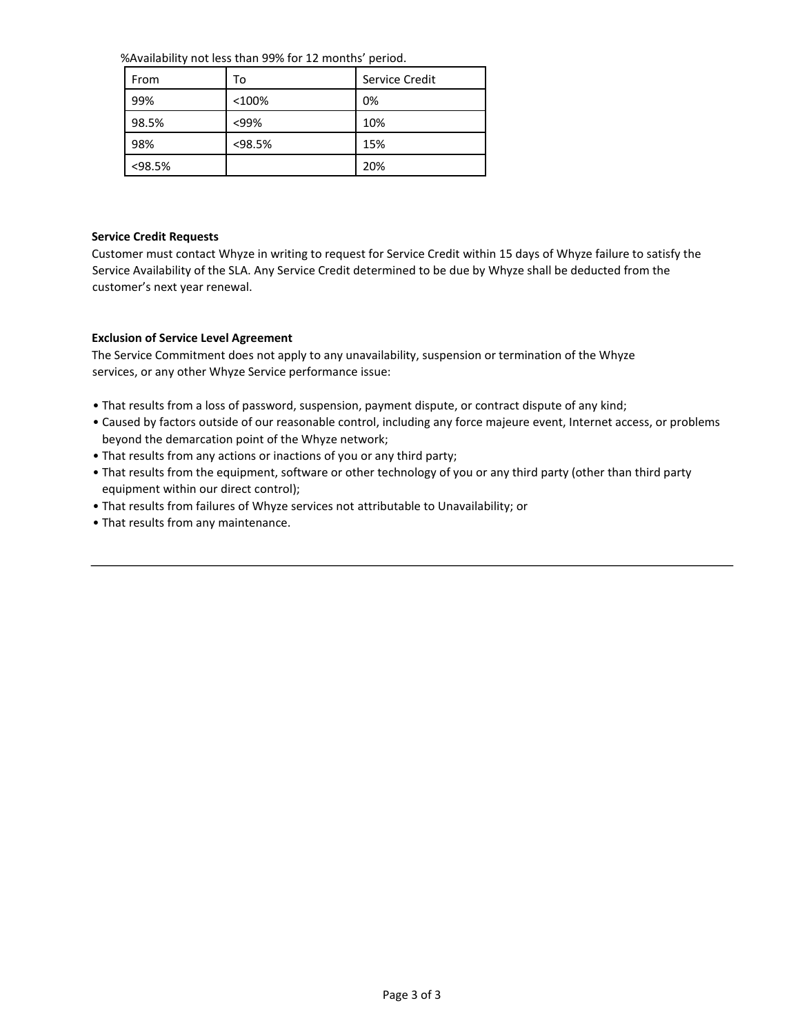%Availability not less than 99% for 12 months' period.

| From | To | Service Credit |
| --- | --- | --- |
| 99% | <100% | 0% |
| 98.5% | <99% | 10% |
| 98% | <98.5% | 15% |
| <98.5% | | 20% |

**Service Credit Requests**

Customer must contact Whyze in writing to request for Service Credit within 15 days of Whyze failure to satisfy the Service Availability of the SLA. Any Service Credit determined to be due by Whyze shall be deducted from the customer's next year renewal.

**Exclusion of Service Level Agreement**

The Service Commitment does not apply to any unavailability, suspension or termination of the Whyze services, or any other Whyze Service performance issue:

- That results from a loss of password, suspension, payment dispute, or contract dispute of any kind;
- Caused by factors outside of our reasonable control, including any force majeure event, Internet access, or problems beyond the demarcation point of the Whyze network;
- That results from any actions or inactions of you or any third party;
- That results from the equipment, software or other technology of you or any third party (other than third party equipment within our direct control);
- That results from failures of Whyze services not attributable to Unavailability; or
- That results from any maintenance.